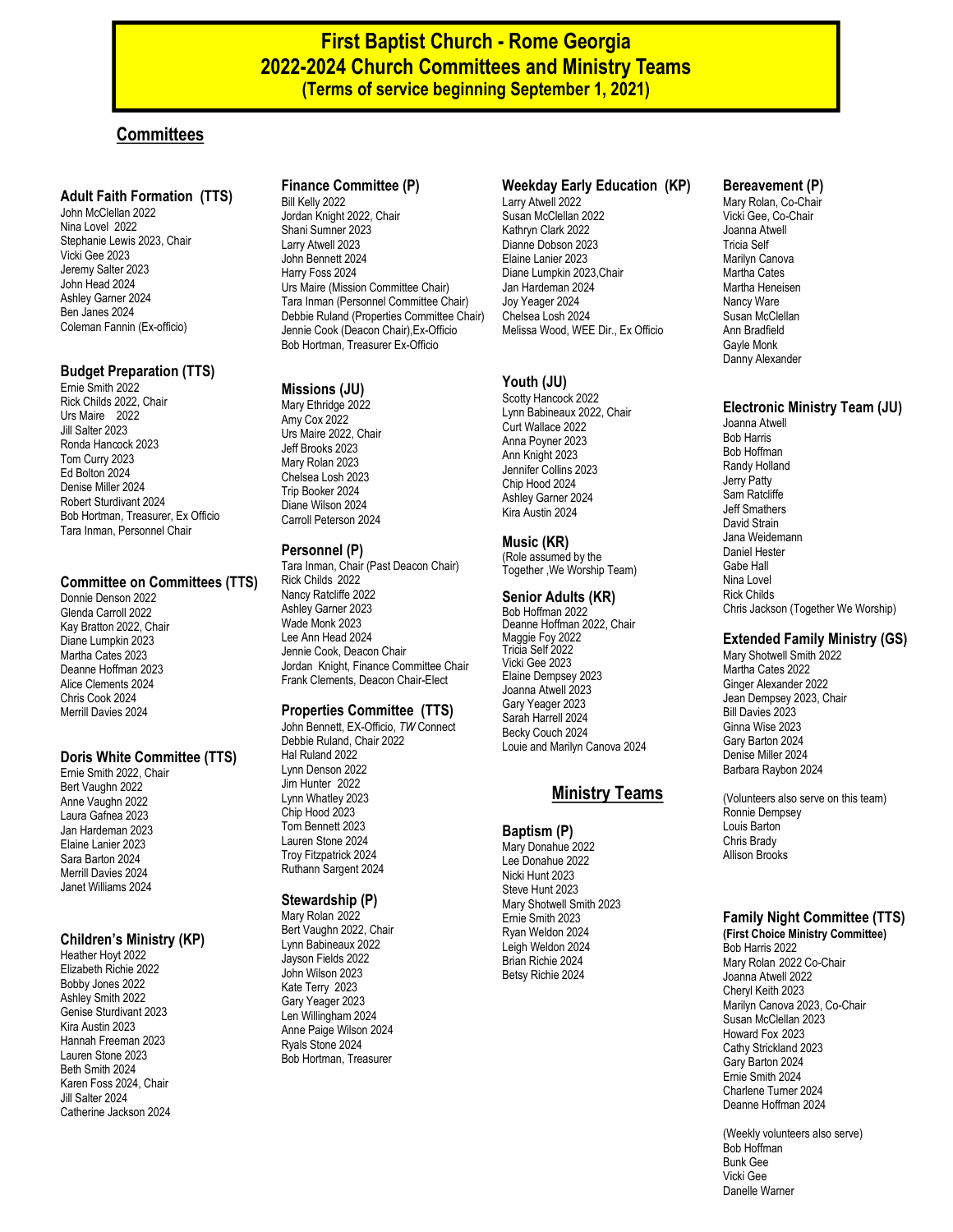# First Baptist Church - Rome Georgia
# 2022-2024 Church Committees and Ministry Teams
### (Terms of service beginning September 1, 2021)

## Committees

### Adult Faith Formation (TTS)

John McClellan 2022
Nina Lovel 2022
Stephanie Lewis 2023, Chair
Vicki Gee 2023
Jeremy Salter 2023
John Head 2024
Ashley Garner 2024
Ben Janes 2024
Coleman Fannin (Ex-officio)

### Budget Preparation (TTS)

Ernie Smith 2022
Rick Childs 2022, Chair
Urs Maire 2022
Jill Salter 2023
Ronda Hancock 2023
Tom Curry 2023
Ed Bolton 2024
Denise Miller 2024
Robert Sturdivant 2024
Bob Hortman, Treasurer, Ex Officio
Tara Inman, Personnel Chair

### Committee on Committees (TTS)

Donnie Denson 2022
Glenda Carroll 2022
Kay Bratton 2022, Chair
Diane Lumpkin 2023
Martha Cates 2023
Deanne Hoffman 2023
Alice Clements 2024
Chris Cook 2024
Merrill Davies 2024

### Doris White Committee (TTS)

Ernie Smith 2022, Chair
Bert Vaughn 2022
Anne Vaughn 2022
Laura Gafnea 2023
Jan Hardeman 2023
Elaine Lanier 2023
Sara Barton 2024
Merrill Davies 2024
Janet Williams 2024

### Children's Ministry (KP)

Heather Hoyt 2022
Elizabeth Richie 2022
Bobby Jones 2022
Ashley Smith 2022
Genise Sturdivant 2023
Kira Austin 2023
Hannah Freeman 2023
Lauren Stone 2023
Beth Smith 2024
Karen Foss 2024, Chair
Jill Salter 2024
Catherine Jackson 2024

### Finance Committee (P)

Bill Kelly 2022
Jordan Knight 2022, Chair
Shani Sumner 2023
Larry Atwell 2023
John Bennett 2024
Harry Foss 2024
Urs Maire (Mission Committee Chair)
Tara Inman (Personnel Committee Chair)
Debbie Ruland (Properties Committee Chair)
Jennie Cook (Deacon Chair),Ex-Officio
Bob Hortman, Treasurer Ex-Officio

### Missions (JU)

Mary Ethridge 2022
Amy Cox 2022
Urs Maire 2022, Chair
Jeff Brooks 2023
Mary Rolan 2023
Chelsea Losh 2023
Trip Booker 2024
Diane Wilson 2024
Carroll Peterson 2024

### Personnel (P)

Tara Inman, Chair (Past Deacon Chair)
Rick Childs 2022
Nancy Ratcliffe 2022
Ashley Garner 2023
Wade Monk 2023
Lee Ann Head 2024
Jennie Cook, Deacon Chair
Jordan Knight, Finance Committee Chair
Frank Clements, Deacon Chair-Elect

### Properties Committee (TTS)

John Bennett, EX-Officio, *TW* Connect
Debbie Ruland, Chair 2022
Hal Ruland 2022
Lynn Denson 2022
Jim Hunter 2022
Lynn Whatley 2023
Chip Hood 2023
Tom Bennett 2023
Lauren Stone 2024
Troy Fitzpatrick 2024
Ruthann Sargent 2024

### Stewardship (P)

Mary Rolan 2022
Bert Vaughn 2022, Chair
Lynn Babineaux 2022
Jayson Fields 2022
John Wilson 2023
Kate Terry 2023
Gary Yeager 2023
Len Willingham 2024
Anne Paige Wilson 2024
Ryals Stone 2024
Bob Hortman, Treasurer

### Weekday Early Education (KP)

Larry Atwell 2022
Susan McClellan 2022
Kathryn Clark 2022
Dianne Dobson 2023
Elaine Lanier 2023
Diane Lumpkin 2023,Chair
Jan Hardeman 2024
Joy Yeager 2024
Chelsea Losh 2024
Melissa Wood, WEE Dir., Ex Officio

### Youth (JU)

Scotty Hancock 2022
Lynn Babineaux 2022, Chair
Curt Wallace 2022
Anna Poyner 2023
Ann Knight 2023
Jennifer Collins 2023
Chip Hood 2024
Ashley Garner 2024
Kira Austin 2024

### Music (KR)

(Role assumed by the Together ,We Worship Team)

### Senior Adults (KR)

Bob Hoffman 2022
Deanne Hoffman 2022, Chair
Maggie Foy 2022
Tricia Self 2022
Vicki Gee 2023
Elaine Dempsey 2023
Joanna Atwell 2023
Gary Yeager 2023
Sarah Harrell 2024
Becky Couch 2024
Louie and Marilyn Canova 2024

### Bereavement (P)

Mary Rolan, Co-Chair
Vicki Gee, Co-Chair
Joanna Atwell
Tricia Self
Marilyn Canova
Martha Cates
Martha Heneisen
Nancy Ware
Susan McClellan
Ann Bradfield
Gayle Monk
Danny Alexander

### Electronic Ministry Team (JU)

Joanna Atwell
Bob Harris
Bob Hoffman
Randy Holland
Jerry Patty
Sam Ratcliffe
Jeff Smathers
David Strain
Jana Weidemann
Daniel Hester
Gabe Hall
Nina Lovel
Rick Childs
Chris Jackson (Together We Worship)

### Extended Family Ministry (GS)

Mary Shotwell Smith 2022
Martha Cates 2022
Ginger Alexander 2022
Jean Dempsey 2023, Chair
Bill Davies 2023
Ginna Wise 2023
Gary Barton 2024
Denise Miller 2024
Barbara Raybon 2024

(Volunteers also serve on this team)
Ronnie Dempsey
Louis Barton
Chris Brady
Allison Brooks

### Family Night Committee (TTS)

**(First Choice Ministry Committee)**
Bob Harris 2022
Mary Rolan 2022 Co-Chair
Joanna Atwell 2022
Cheryl Keith 2023
Marilyn Canova 2023, Co-Chair
Susan McClellan 2023
Howard Fox 2023
Cathy Strickland 2023
Gary Barton 2024
Ernie Smith 2024
Charlene Turner 2024
Deanne Hoffman 2024

(Weekly volunteers also serve)
Bob Hoffman
Bunk Gee
Vicki Gee
Danelle Warner

## Ministry Teams

### Baptism (P)

Mary Donahue 2022
Lee Donahue 2022
Nicki Hunt 2023
Steve Hunt 2023
Mary Shotwell Smith 2023
Ernie Smith 2023
Ryan Weldon 2024
Leigh Weldon 2024
Brian Richie 2024
Betsy Richie 2024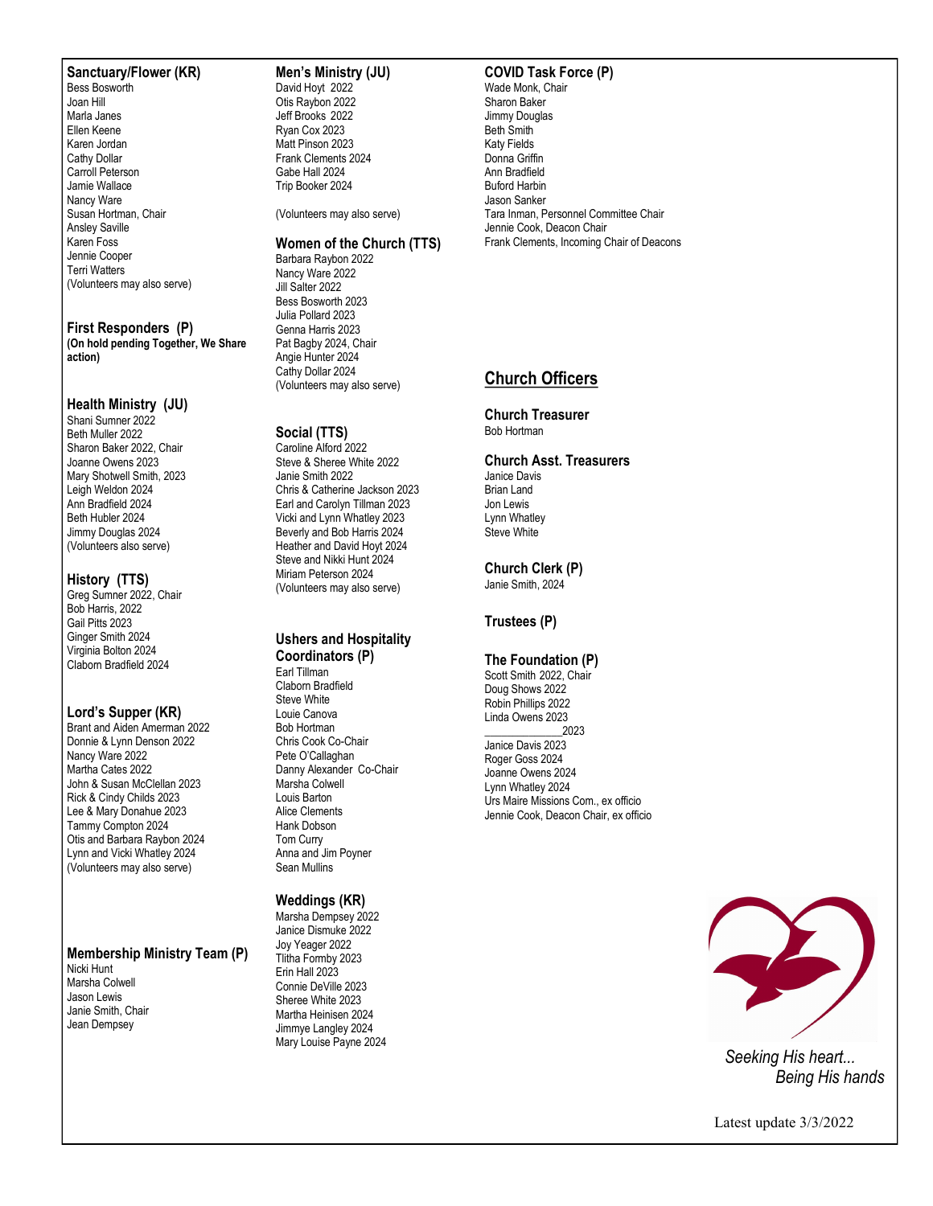## Sanctuary/Flower (KR)

Bess Bosworth
Joan Hill
Marla Janes
Ellen Keene
Karen Jordan
Cathy Dollar
Carroll Peterson
Jamie Wallace
Nancy Ware
Susan Hortman, Chair
Ansley Saville
Karen Foss
Jennie Cooper
Terri Watters
(Volunteers may also serve)

## First Responders (P)

**(On hold pending Together, We Share action)**

## Health Ministry (JU)

Shani Sumner 2022
Beth Muller 2022
Sharon Baker 2022, Chair
Joanne Owens 2023
Mary Shotwell Smith, 2023
Leigh Weldon 2024
Ann Bradfield 2024
Beth Hubler 2024
Jimmy Douglas 2024
(Volunteers also serve)

## History (TTS)

Greg Sumner 2022, Chair
Bob Harris, 2022
Gail Pitts 2023
Ginger Smith 2024
Virginia Bolton 2024
Claborn Bradfield 2024

## Lord's Supper (KR)

Brant and Aiden Amerman 2022
Donnie & Lynn Denson 2022
Nancy Ware 2022
Martha Cates 2022
John & Susan McClellan 2023
Rick & Cindy Childs 2023
Lee & Mary Donahue 2023
Tammy Compton 2024
Otis and Barbara Raybon 2024
Lynn and Vicki Whatley 2024
(Volunteers may also serve)

## Membership Ministry Team (P)

Nicki Hunt
Marsha Colwell
Jason Lewis
Janie Smith, Chair
Jean Dempsey

## Men's Ministry (JU)

David Hoyt 2022
Otis Raybon 2022
Jeff Brooks 2022
Ryan Cox 2023
Matt Pinson 2023
Frank Clements 2024
Gabe Hall 2024
Trip Booker 2024

(Volunteers may also serve)

## Women of the Church (TTS)

Barbara Raybon 2022
Nancy Ware 2022
Jill Salter 2022
Bess Bosworth 2023
Julia Pollard 2023
Genna Harris 2023
Pat Bagby 2024, Chair
Angie Hunter 2024
Cathy Dollar 2024
(Volunteers may also serve)

## Social (TTS)

Caroline Alford 2022
Steve & Sheree White 2022
Janie Smith 2022
Chris & Catherine Jackson 2023
Earl and Carolyn Tillman 2023
Vicki and Lynn Whatley 2023
Beverly and Bob Harris 2024
Heather and David Hoyt 2024
Steve and Nikki Hunt 2024
Miriam Peterson 2024
(Volunteers may also serve)

## Ushers and Hospitality Coordinators (P)

Earl Tillman
Claborn Bradfield
Steve White
Louie Canova
Bob Hortman
Chris Cook Co-Chair
Pete O'Callaghan
Danny Alexander Co-Chair
Marsha Colwell
Louis Barton
Alice Clements
Hank Dobson
Tom Curry
Anna and Jim Poyner
Sean Mullins

## Weddings (KR)

Marsha Dempsey 2022
Janice Dismuke 2022
Joy Yeager 2022
Tlitha Formby 2023
Erin Hall 2023
Connie DeVille 2023
Sheree White 2023
Martha Heinisen 2024
Jimmye Langley 2024
Mary Louise Payne 2024

## COVID Task Force (P)

Wade Monk, Chair
Sharon Baker
Jimmy Douglas
Beth Smith
Katy Fields
Donna Griffin
Ann Bradfield
Buford Harbin
Jason Sanker
Tara Inman, Personnel Committee Chair
Jennie Cook, Deacon Chair
Frank Clements, Incoming Chair of Deacons

# Church Officers

## Church Treasurer

Bob Hortman

## Church Asst. Treasurers

Janice Davis
Brian Land
Jon Lewis
Lynn Whatley
Steve White

## Church Clerk (P)

Janie Smith, 2024

## Trustees (P)

## The Foundation (P)

Scott Smith 2022, Chair
Doug Shows 2022
Robin Phillips 2022
Linda Owens 2023
______________2023
Janice Davis 2023
Roger Goss 2024
Joanne Owens 2024
Lynn Whatley 2024
Urs Maire Missions Com., ex officio
Jennie Cook, Deacon Chair, ex officio

*Seeking His heart...*
*Being His hands*

Latest update 3/3/2022